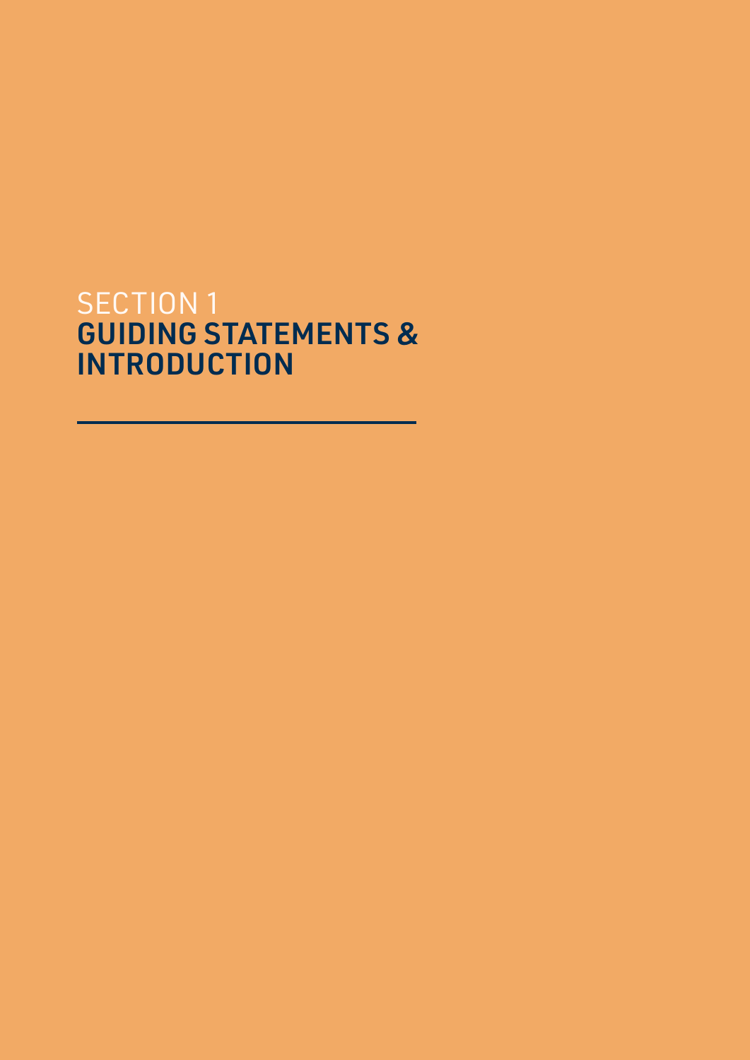# SECTION 1
# GUIDING STATEMENTS & INTRODUCTION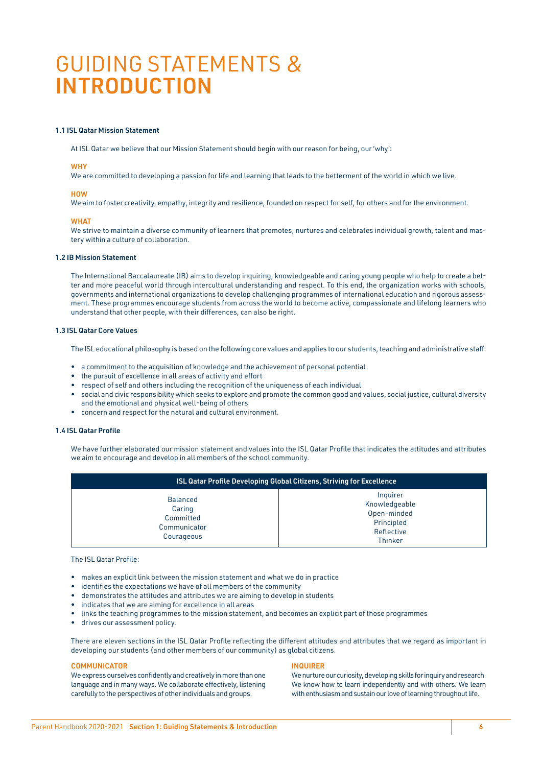# GUIDING STATEMENTS & INTRODUCTION

### 1.1 ISL Qatar Mission Statement

At ISL Qatar we believe that our Mission Statement should begin with our reason for being, our 'why':

**WHY**

We are committed to developing a passion for life and learning that leads to the betterment of the world in which we live.

**HOW**

We aim to foster creativity, empathy, integrity and resilience, founded on respect for self, for others and for the environment.

**WHAT**

We strive to maintain a diverse community of learners that promotes, nurtures and celebrates individual growth, talent and mastery within a culture of collaboration.

### 1.2 IB Mission Statement

The International Baccalaureate (IB) aims to develop inquiring, knowledgeable and caring young people who help to create a better and more peaceful world through intercultural understanding and respect. To this end, the organization works with schools, governments and international organizations to develop challenging programmes of international education and rigorous assessment. These programmes encourage students from across the world to become active, compassionate and lifelong learners who understand that other people, with their differences, can also be right.

### 1.3 ISL Qatar Core Values

The ISL educational philosophy is based on the following core values and applies to our students, teaching and administrative staff:

- a commitment to the acquisition of knowledge and the achievement of personal potential
- the pursuit of excellence in all areas of activity and effort
- respect of self and others including the recognition of the uniqueness of each individual
- social and civic responsibility which seeks to explore and promote the common good and values, social justice, cultural diversity and the emotional and physical well-being of others
- concern and respect for the natural and cultural environment.

### 1.4 ISL Qatar Profile

We have further elaborated our mission statement and values into the ISL Qatar Profile that indicates the attitudes and attributes we aim to encourage and develop in all members of the school community.

| ISL Qatar Profile Developing Global Citizens, Striving for Excellence | |
|---|---|
| Balanced<br>Caring<br>Committed<br>Communicator<br>Courageous | Inquirer<br>Knowledgeable<br>Open-minded<br>Principled<br>Reflective<br>Thinker |

The ISL Qatar Profile:

- makes an explicit link between the mission statement and what we do in practice
- identifies the expectations we have of all members of the community
- demonstrates the attitudes and attributes we are aiming to develop in students
- indicates that we are aiming for excellence in all areas
- links the teaching programmes to the mission statement, and becomes an explicit part of those programmes
- drives our assessment policy.

There are eleven sections in the ISL Qatar Profile reflecting the different attitudes and attributes that we regard as important in developing our students (and other members of our community) as global citizens.

**COMMUNICATOR**

We express ourselves confidently and creatively in more than one language and in many ways. We collaborate effectively, listening carefully to the perspectives of other individuals and groups.

**INQUIRER**

We nurture our curiosity, developing skills for inquiry and research. We know how to learn independently and with others. We learn with enthusiasm and sustain our love of learning throughout life.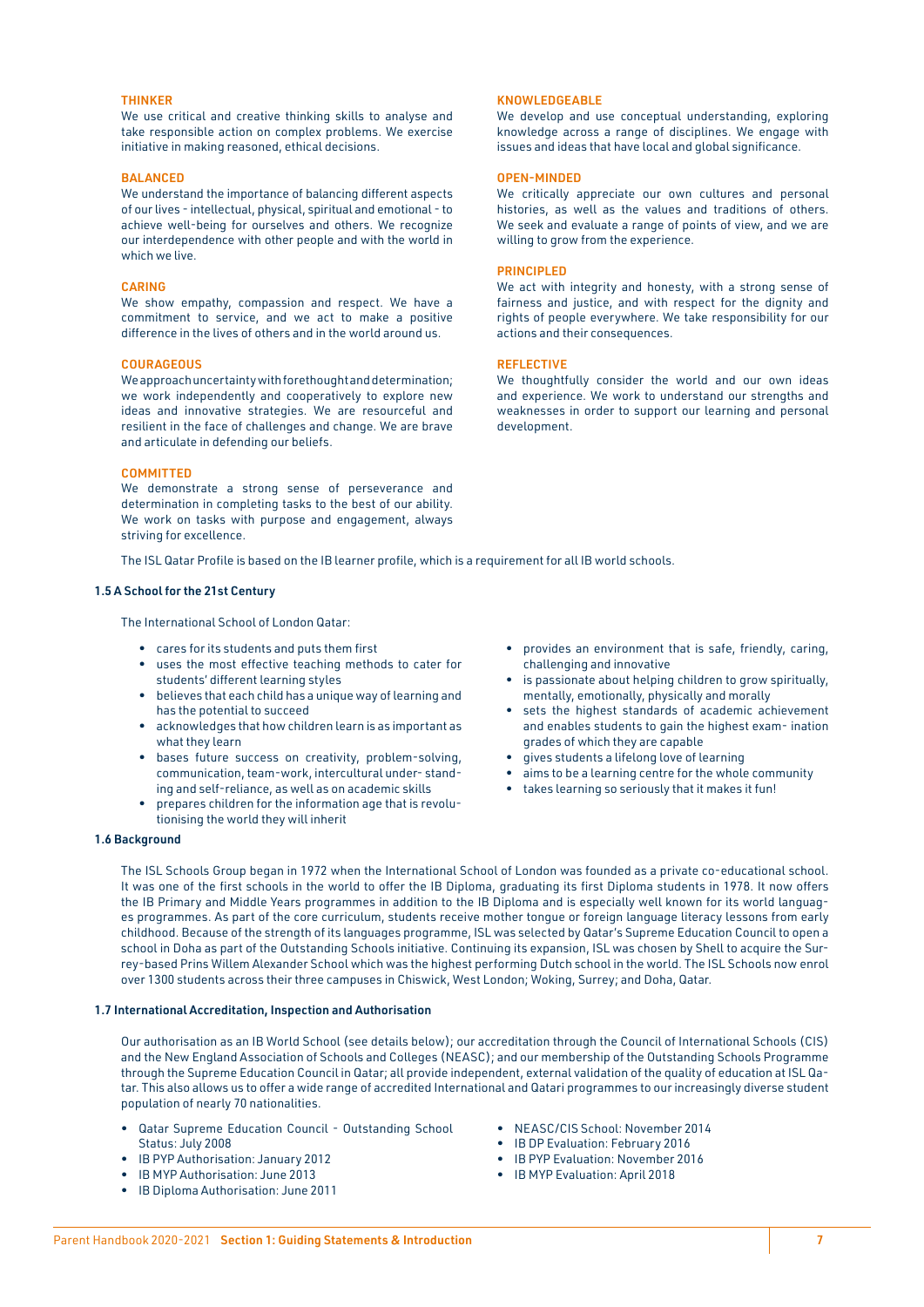### THINKER

We use critical and creative thinking skills to analyse and take responsible action on complex problems. We exercise initiative in making reasoned, ethical decisions.

### BALANCED

We understand the importance of balancing different aspects of our lives - intellectual, physical, spiritual and emotional - to achieve well-being for ourselves and others. We recognize our interdependence with other people and with the world in which we live.

### CARING

We show empathy, compassion and respect. We have a commitment to service, and we act to make a positive difference in the lives of others and in the world around us.

### COURAGEOUS

We approach uncertainty with forethought and determination; we work independently and cooperatively to explore new ideas and innovative strategies. We are resourceful and resilient in the face of challenges and change. We are brave and articulate in defending our beliefs.

### COMMITTED

We demonstrate a strong sense of perseverance and determination in completing tasks to the best of our ability. We work on tasks with purpose and engagement, always striving for excellence.

### KNOWLEDGEABLE

We develop and use conceptual understanding, exploring knowledge across a range of disciplines. We engage with issues and ideas that have local and global significance.

### OPEN-MINDED

We critically appreciate our own cultures and personal histories, as well as the values and traditions of others. We seek and evaluate a range of points of view, and we are willing to grow from the experience.

### PRINCIPLED

We act with integrity and honesty, with a strong sense of fairness and justice, and with respect for the dignity and rights of people everywhere. We take responsibility for our actions and their consequences.

### REFLECTIVE

We thoughtfully consider the world and our own ideas and experience. We work to understand our strengths and weaknesses in order to support our learning and personal development.

The ISL Qatar Profile is based on the IB learner profile, which is a requirement for all IB world schools.

## 1.5 A School for the 21st Century

The International School of London Qatar:

- cares for its students and puts them first
- uses the most effective teaching methods to cater for students' different learning styles
- believes that each child has a unique way of learning and has the potential to succeed
- acknowledges that how children learn is as important as what they learn
- bases future success on creativity, problem-solving, communication, team-work, intercultural under- standing and self-reliance, as well as on academic skills
- prepares children for the information age that is revolutionising the world they will inherit
- provides an environment that is safe, friendly, caring, challenging and innovative
- is passionate about helping children to grow spiritually, mentally, emotionally, physically and morally
- sets the highest standards of academic achievement and enables students to gain the highest exam- ination grades of which they are capable
- gives students a lifelong love of learning
- aims to be a learning centre for the whole community
- takes learning so seriously that it makes it fun!

## 1.6 Background

The ISL Schools Group began in 1972 when the International School of London was founded as a private co-educational school. It was one of the first schools in the world to offer the IB Diploma, graduating its first Diploma students in 1978. It now offers the IB Primary and Middle Years programmes in addition to the IB Diploma and is especially well known for its world languages programmes. As part of the core curriculum, students receive mother tongue or foreign language literacy lessons from early childhood. Because of the strength of its languages programme, ISL was selected by Qatar's Supreme Education Council to open a school in Doha as part of the Outstanding Schools initiative. Continuing its expansion, ISL was chosen by Shell to acquire the Surrey-based Prins Willem Alexander School which was the highest performing Dutch school in the world. The ISL Schools now enrol over 1300 students across their three campuses in Chiswick, West London; Woking, Surrey; and Doha, Qatar.

## 1.7 International Accreditation, Inspection and Authorisation

Our authorisation as an IB World School (see details below); our accreditation through the Council of International Schools (CIS) and the New England Association of Schools and Colleges (NEASC); and our membership of the Outstanding Schools Programme through the Supreme Education Council in Qatar; all provide independent, external validation of the quality of education at ISL Qatar. This also allows us to offer a wide range of accredited International and Qatari programmes to our increasingly diverse student population of nearly 70 nationalities.

- Qatar Supreme Education Council - Outstanding School Status: July 2008
- IB PYP Authorisation: January 2012
- IB MYP Authorisation: June 2013
- IB Diploma Authorisation: June 2011
- NEASC/CIS School: November 2014
- IB DP Evaluation: February 2016
- IB PYP Evaluation: November 2016
- IB MYP Evaluation: April 2018